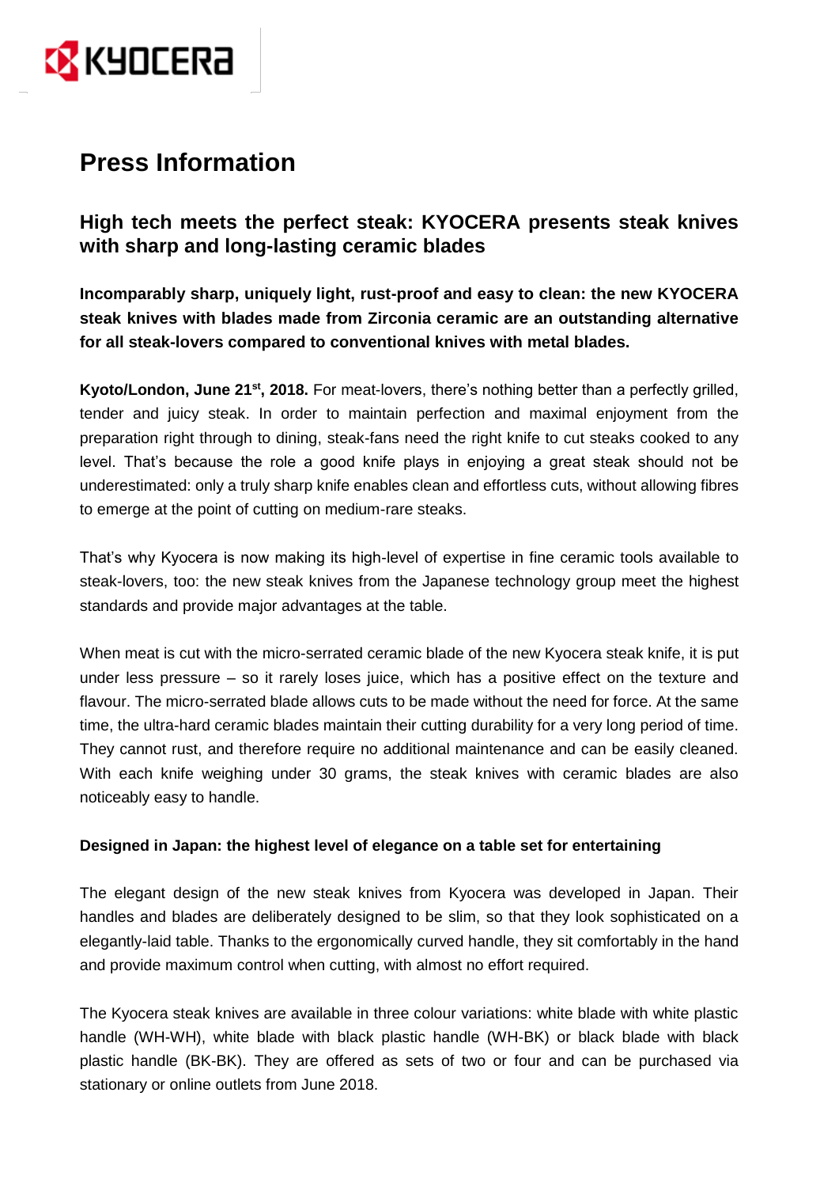# Press Information

## High tech meets the perfect steak: KYOCERA presents steak knives with sharp and long-lasting ceramic blades

**Incomparably sharp, uniquely light, rust-proof and easy to clean: the new KYOCERA steak knives with blades made from Zirconia ceramic are an outstanding alternative for all steak-lovers compared to conventional knives with metal blades.**

**Kyoto/London, June 21st, 2018.** For meat-lovers, there's nothing better than a perfectly grilled, tender and juicy steak. In order to maintain perfection and maximal enjoyment from the preparation right through to dining, steak-fans need the right knife to cut steaks cooked to any level. That's because the role a good knife plays in enjoying a great steak should not be underestimated: only a truly sharp knife enables clean and effortless cuts, without allowing fibres to emerge at the point of cutting on medium-rare steaks.

That's why Kyocera is now making its high-level of expertise in fine ceramic tools available to steak-lovers, too: the new steak knives from the Japanese technology group meet the highest standards and provide major advantages at the table.

When meat is cut with the micro-serrated ceramic blade of the new Kyocera steak knife, it is put under less pressure – so it rarely loses juice, which has a positive effect on the texture and flavour. The micro-serrated blade allows cuts to be made without the need for force. At the same time, the ultra-hard ceramic blades maintain their cutting durability for a very long period of time. They cannot rust, and therefore require no additional maintenance and can be easily cleaned. With each knife weighing under 30 grams, the steak knives with ceramic blades are also noticeably easy to handle.

**Designed in Japan: the highest level of elegance on a table set for entertaining**

The elegant design of the new steak knives from Kyocera was developed in Japan. Their handles and blades are deliberately designed to be slim, so that they look sophisticated on a elegantly-laid table. Thanks to the ergonomically curved handle, they sit comfortably in the hand and provide maximum control when cutting, with almost no effort required.

The Kyocera steak knives are available in three colour variations: white blade with white plastic handle (WH-WH), white blade with black plastic handle (WH-BK) or black blade with black plastic handle (BK-BK). They are offered as sets of two or four and can be purchased via stationary or online outlets from June 2018.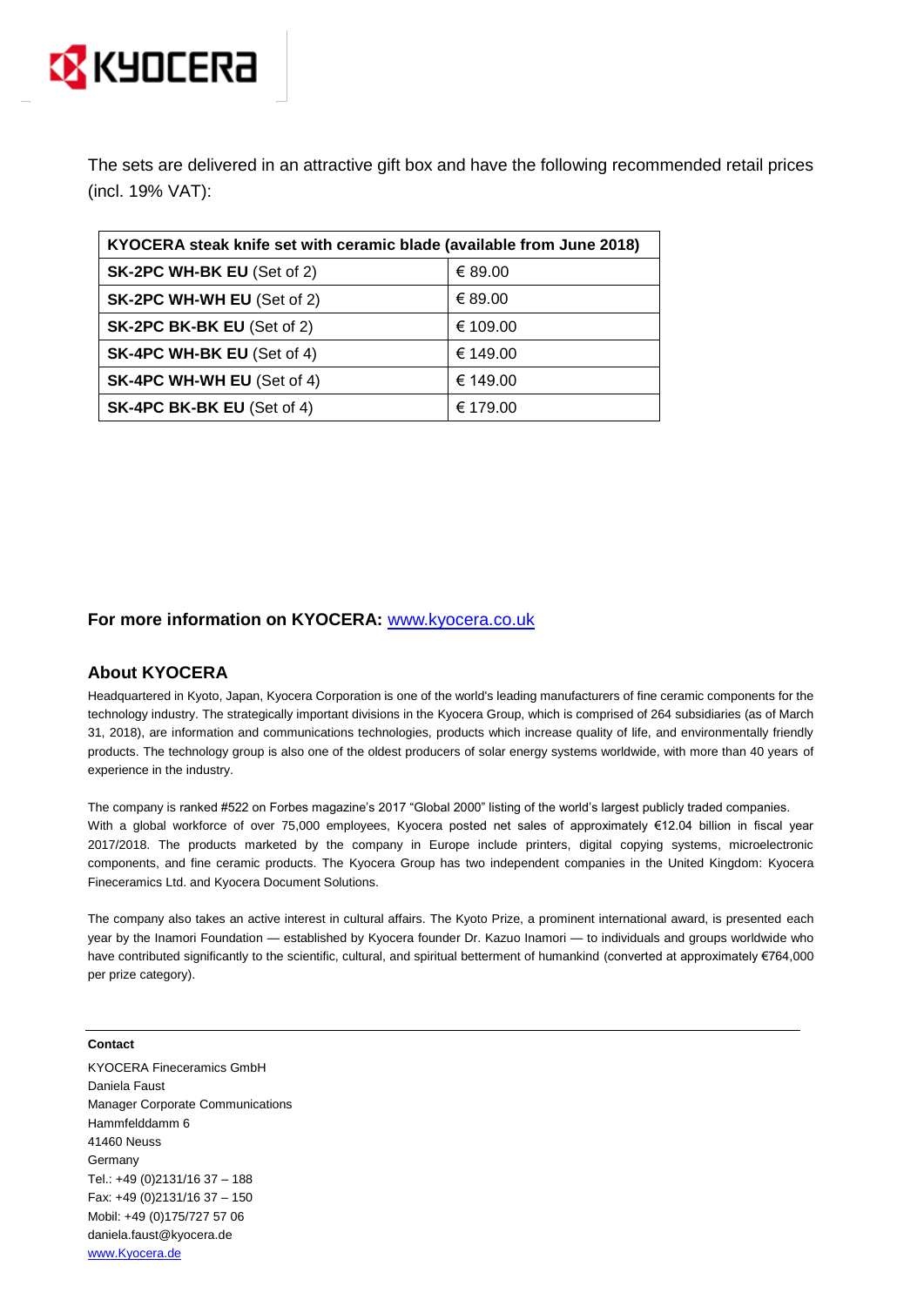The sets are delivered in an attractive gift box and have the following recommended retail prices (incl. 19% VAT):

| KYOCERA steak knife set with ceramic blade (available from June 2018) | |
|---|---|
| **SK-2PC WH-BK EU** (Set of 2) | € 89.00 |
| **SK-2PC WH-WH EU** (Set of 2) | € 89.00 |
| **SK-2PC BK-BK EU** (Set of 2) | € 109.00 |
| **SK-4PC WH-BK EU** (Set of 4) | € 149.00 |
| **SK-4PC WH-WH EU** (Set of 4) | € 149.00 |
| **SK-4PC BK-BK EU** (Set of 4) | € 179.00 |

**For more information on KYOCERA:** www.kyocera.co.uk

## About KYOCERA

Headquartered in Kyoto, Japan, Kyocera Corporation is one of the world's leading manufacturers of fine ceramic components for the technology industry. The strategically important divisions in the Kyocera Group, which is comprised of 264 subsidiaries (as of March 31, 2018), are information and communications technologies, products which increase quality of life, and environmentally friendly products. The technology group is also one of the oldest producers of solar energy systems worldwide, with more than 40 years of experience in the industry.

The company is ranked #522 on Forbes magazine's 2017 "Global 2000" listing of the world's largest publicly traded companies. With a global workforce of over 75,000 employees, Kyocera posted net sales of approximately €12.04 billion in fiscal year 2017/2018. The products marketed by the company in Europe include printers, digital copying systems, microelectronic components, and fine ceramic products. The Kyocera Group has two independent companies in the United Kingdom: Kyocera Fineceramics Ltd. and Kyocera Document Solutions.

The company also takes an active interest in cultural affairs. The Kyoto Prize, a prominent international award, is presented each year by the Inamori Foundation — established by Kyocera founder Dr. Kazuo Inamori — to individuals and groups worldwide who have contributed significantly to the scientific, cultural, and spiritual betterment of humankind (converted at approximately €764,000 per prize category).

---

**Contact**

KYOCERA Fineceramics GmbH
Daniela Faust
Manager Corporate Communications
Hammfelddamm 6
41460 Neuss
Germany
Tel.: +49 (0)2131/16 37 – 188
Fax: +49 (0)2131/16 37 – 150
Mobil: +49 (0)175/727 57 06
daniela.faust@kyocera.de
www.Kyocera.de